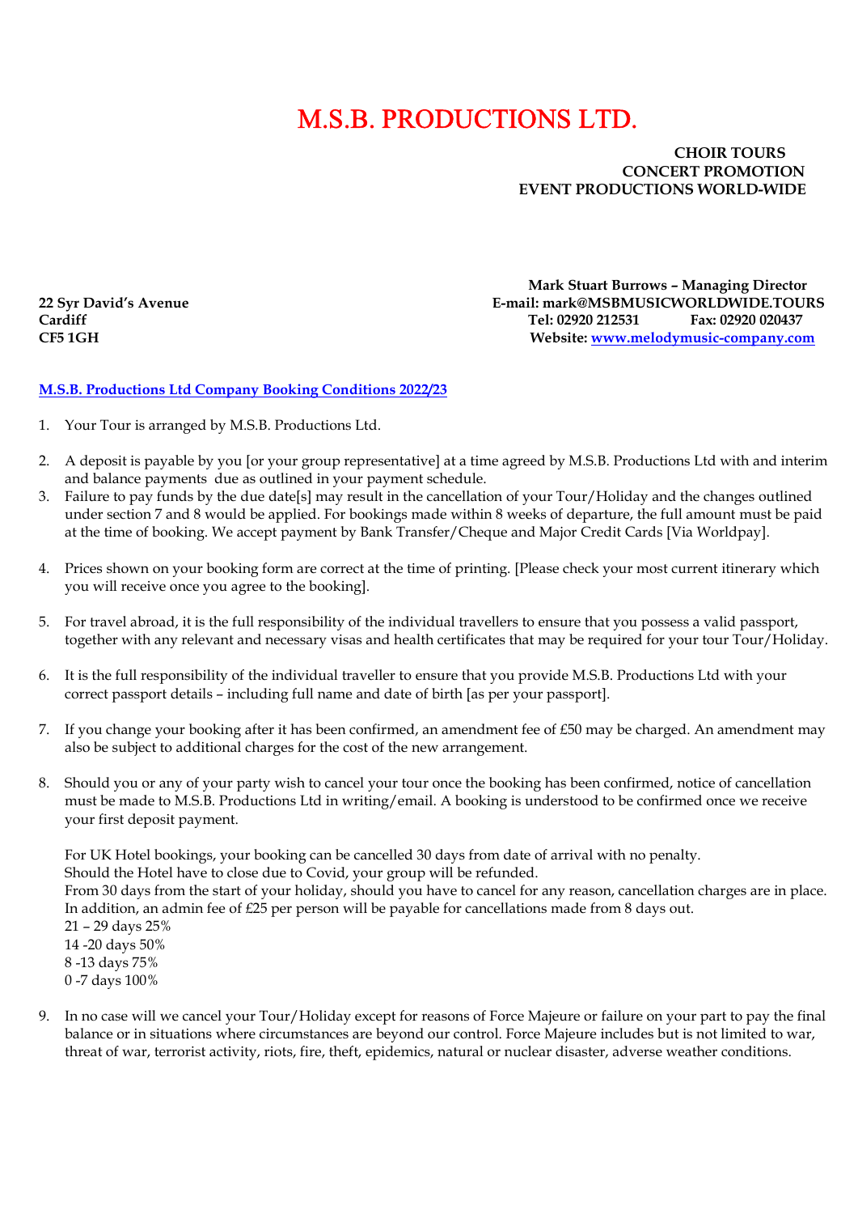# M.S.B. PRODUCTIONS LTD.

**CHOIR TOURS**
**CONCERT PROMOTION**
**EVENT PRODUCTIONS WORLD-WIDE**

**Mark Stuart Burrows – Managing Director**
**E-mail: mark@MSBMUSICWORLDWIDE.TOURS**
**Tel: 02920 212531 Fax: 02920 020437**
**Website: [www.melodymusic-company.com](www.melodymusic-company.com)**

**22 Syr David's Avenue**
**Cardiff**
**CF5 1GH**

**M.S.B. Productions Ltd Company Booking Conditions 2022/23**

1. Your Tour is arranged by M.S.B. Productions Ltd.

2. A deposit is payable by you [or your group representative] at a time agreed by M.S.B. Productions Ltd with and interim and balance payments due as outlined in your payment schedule.
3. Failure to pay funds by the due date[s] may result in the cancellation of your Tour/Holiday and the changes outlined under section 7 and 8 would be applied. For bookings made within 8 weeks of departure, the full amount must be paid at the time of booking. We accept payment by Bank Transfer/Cheque and Major Credit Cards [Via Worldpay].

4. Prices shown on your booking form are correct at the time of printing. [Please check your most current itinerary which you will receive once you agree to the booking].

5. For travel abroad, it is the full responsibility of the individual travellers to ensure that you possess a valid passport, together with any relevant and necessary visas and health certificates that may be required for your tour Tour/Holiday.

6. It is the full responsibility of the individual traveller to ensure that you provide M.S.B. Productions Ltd with your correct passport details – including full name and date of birth [as per your passport].

7. If you change your booking after it has been confirmed, an amendment fee of £50 may be charged. An amendment may also be subject to additional charges for the cost of the new arrangement.

8. Should you or any of your party wish to cancel your tour once the booking has been confirmed, notice of cancellation must be made to M.S.B. Productions Ltd in writing/email. A booking is understood to be confirmed once we receive your first deposit payment.

   For UK Hotel bookings, your booking can be cancelled 30 days from date of arrival with no penalty.
   Should the Hotel have to close due to Covid, your group will be refunded.
   From 30 days from the start of your holiday, should you have to cancel for any reason, cancellation charges are in place. In addition, an admin fee of £25 per person will be payable for cancellations made from 8 days out.
   21 – 29 days 25%
   14 -20 days 50%
   8 -13 days 75%
   0 -7 days 100%

9. In no case will we cancel your Tour/Holiday except for reasons of Force Majeure or failure on your part to pay the final balance or in situations where circumstances are beyond our control. Force Majeure includes but is not limited to war, threat of war, terrorist activity, riots, fire, theft, epidemics, natural or nuclear disaster, adverse weather conditions.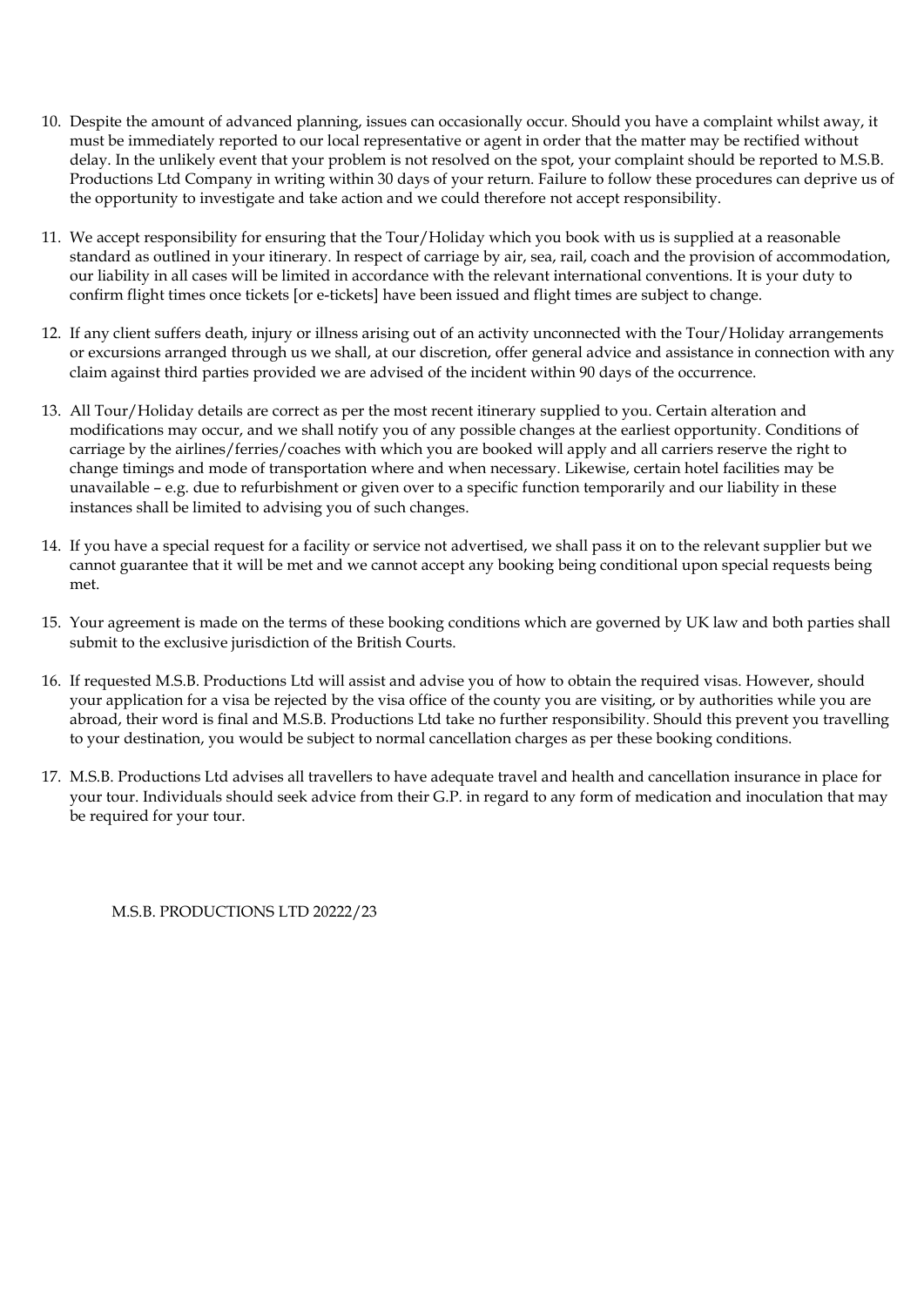10. Despite the amount of advanced planning, issues can occasionally occur. Should you have a complaint whilst away, it must be immediately reported to our local representative or agent in order that the matter may be rectified without delay. In the unlikely event that your problem is not resolved on the spot, your complaint should be reported to M.S.B. Productions Ltd Company in writing within 30 days of your return. Failure to follow these procedures can deprive us of the opportunity to investigate and take action and we could therefore not accept responsibility.

11. We accept responsibility for ensuring that the Tour/Holiday which you book with us is supplied at a reasonable standard as outlined in your itinerary. In respect of carriage by air, sea, rail, coach and the provision of accommodation, our liability in all cases will be limited in accordance with the relevant international conventions. It is your duty to confirm flight times once tickets [or e-tickets] have been issued and flight times are subject to change.

12. If any client suffers death, injury or illness arising out of an activity unconnected with the Tour/Holiday arrangements or excursions arranged through us we shall, at our discretion, offer general advice and assistance in connection with any claim against third parties provided we are advised of the incident within 90 days of the occurrence.

13. All Tour/Holiday details are correct as per the most recent itinerary supplied to you. Certain alteration and modifications may occur, and we shall notify you of any possible changes at the earliest opportunity. Conditions of carriage by the airlines/ferries/coaches with which you are booked will apply and all carriers reserve the right to change timings and mode of transportation where and when necessary. Likewise, certain hotel facilities may be unavailable – e.g. due to refurbishment or given over to a specific function temporarily and our liability in these instances shall be limited to advising you of such changes.

14. If you have a special request for a facility or service not advertised, we shall pass it on to the relevant supplier but we cannot guarantee that it will be met and we cannot accept any booking being conditional upon special requests being met.

15. Your agreement is made on the terms of these booking conditions which are governed by UK law and both parties shall submit to the exclusive jurisdiction of the British Courts.

16. If requested M.S.B. Productions Ltd will assist and advise you of how to obtain the required visas. However, should your application for a visa be rejected by the visa office of the county you are visiting, or by authorities while you are abroad, their word is final and M.S.B. Productions Ltd take no further responsibility. Should this prevent you travelling to your destination, you would be subject to normal cancellation charges as per these booking conditions.

17. M.S.B. Productions Ltd advises all travellers to have adequate travel and health and cancellation insurance in place for your tour. Individuals should seek advice from their G.P. in regard to any form of medication and inoculation that may be required for your tour.

M.S.B. PRODUCTIONS LTD 20222/23